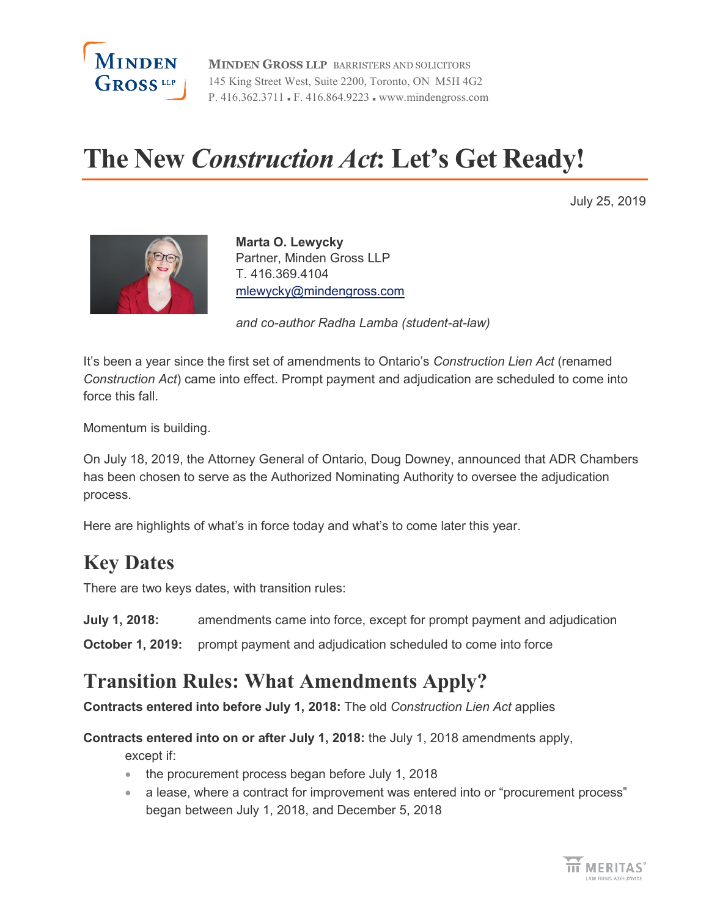MINDEN GROSS LLP BARRISTERS AND SOLICITORS
145 King Street West, Suite 2200, Toronto, ON M5H 4G2
P. 416.362.3711 ▪ F. 416.864.9223 ▪ www.mindengross.com

# The New *Construction Act*: Let's Get Ready!

July 25, 2019

**Marta O. Lewycky**
Partner, Minden Gross LLP
T. 416.369.4104
mlewycky@mindengross.com

*and co-author Radha Lamba (student-at-law)*

It's been a year since the first set of amendments to Ontario's *Construction Lien Act* (renamed *Construction Act*) came into effect. Prompt payment and adjudication are scheduled to come into force this fall.

Momentum is building.

On July 18, 2019, the Attorney General of Ontario, Doug Downey, announced that ADR Chambers has been chosen to serve as the Authorized Nominating Authority to oversee the adjudication process.

Here are highlights of what's in force today and what's to come later this year.

## Key Dates

There are two keys dates, with transition rules:

**July 1, 2018:** amendments came into force, except for prompt payment and adjudication

**October 1, 2019:** prompt payment and adjudication scheduled to come into force

## Transition Rules: What Amendments Apply?

**Contracts entered into before July 1, 2018:** The old *Construction Lien Act* applies

**Contracts entered into on or after July 1, 2018:** the July 1, 2018 amendments apply, except if:

- the procurement process began before July 1, 2018
- a lease, where a contract for improvement was entered into or "procurement process" began between July 1, 2018, and December 5, 2018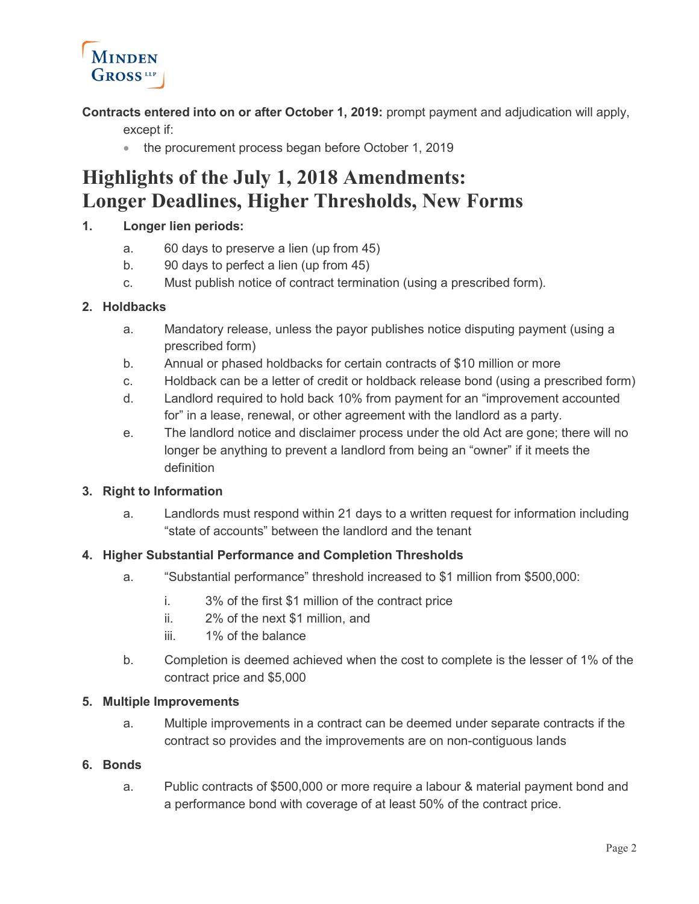**Contracts entered into on or after October 1, 2019:** prompt payment and adjudication will apply, except if:

- the procurement process began before October 1, 2019

# Highlights of the July 1, 2018 Amendments: Longer Deadlines, Higher Thresholds, New Forms

1. **Longer lien periods:**
   a. 60 days to preserve a lien (up from 45)
   b. 90 days to perfect a lien (up from 45)
   c. Must publish notice of contract termination (using a prescribed form).

2. **Holdbacks**
   a. Mandatory release, unless the payor publishes notice disputing payment (using a prescribed form)
   b. Annual or phased holdbacks for certain contracts of $10 million or more
   c. Holdback can be a letter of credit or holdback release bond (using a prescribed form)
   d. Landlord required to hold back 10% from payment for an "improvement accounted for" in a lease, renewal, or other agreement with the landlord as a party.
   e. The landlord notice and disclaimer process under the old Act are gone; there will no longer be anything to prevent a landlord from being an "owner" if it meets the definition

3. **Right to Information**
   a. Landlords must respond within 21 days to a written request for information including "state of accounts" between the landlord and the tenant

4. **Higher Substantial Performance and Completion Thresholds**
   a. "Substantial performance" threshold increased to $1 million from $500,000:
      i. 3% of the first $1 million of the contract price
      ii. 2% of the next $1 million, and
      iii. 1% of the balance
   b. Completion is deemed achieved when the cost to complete is the lesser of 1% of the contract price and $5,000

5. **Multiple Improvements**
   a. Multiple improvements in a contract can be deemed under separate contracts if the contract so provides and the improvements are on non-contiguous lands

6. **Bonds**
   a. Public contracts of $500,000 or more require a labour & material payment bond and a performance bond with coverage of at least 50% of the contract price.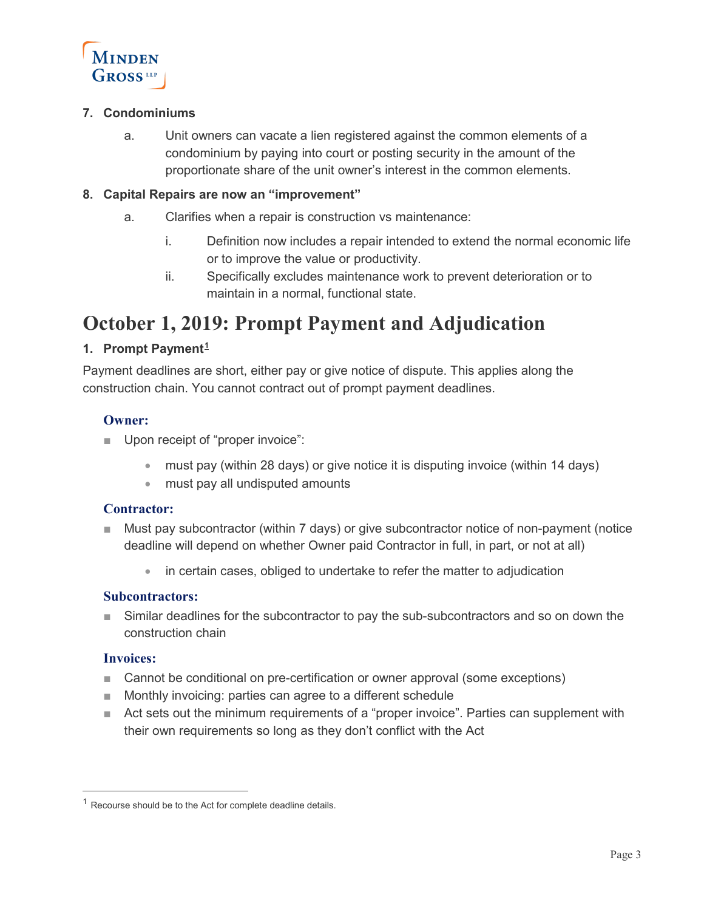7. **Condominiums**

    a. Unit owners can vacate a lien registered against the common elements of a condominium by paying into court or posting security in the amount of the proportionate share of the unit owner's interest in the common elements.

8. **Capital Repairs are now an "improvement"**

    a. Clarifies when a repair is construction vs maintenance:

        i. Definition now includes a repair intended to extend the normal economic life or to improve the value or productivity.

        ii. Specifically excludes maintenance work to prevent deterioration or to maintain in a normal, functional state.

# October 1, 2019: Prompt Payment and Adjudication

1. **Prompt Payment**[1]

Payment deadlines are short, either pay or give notice of dispute. This applies along the construction chain. You cannot contract out of prompt payment deadlines.

### Owner:

- Upon receipt of "proper invoice":
    - must pay (within 28 days) or give notice it is disputing invoice (within 14 days)
    - must pay all undisputed amounts

### Contractor:

- Must pay subcontractor (within 7 days) or give subcontractor notice of non-payment (notice deadline will depend on whether Owner paid Contractor in full, in part, or not at all)
    - in certain cases, obliged to undertake to refer the matter to adjudication

### Subcontractors:

- Similar deadlines for the subcontractor to pay the sub-subcontractors and so on down the construction chain

### Invoices:

- Cannot be conditional on pre-certification or owner approval (some exceptions)
- Monthly invoicing: parties can agree to a different schedule
- Act sets out the minimum requirements of a "proper invoice". Parties can supplement with their own requirements so long as they don't conflict with the Act

---

[1] Recourse should be to the Act for complete deadline details.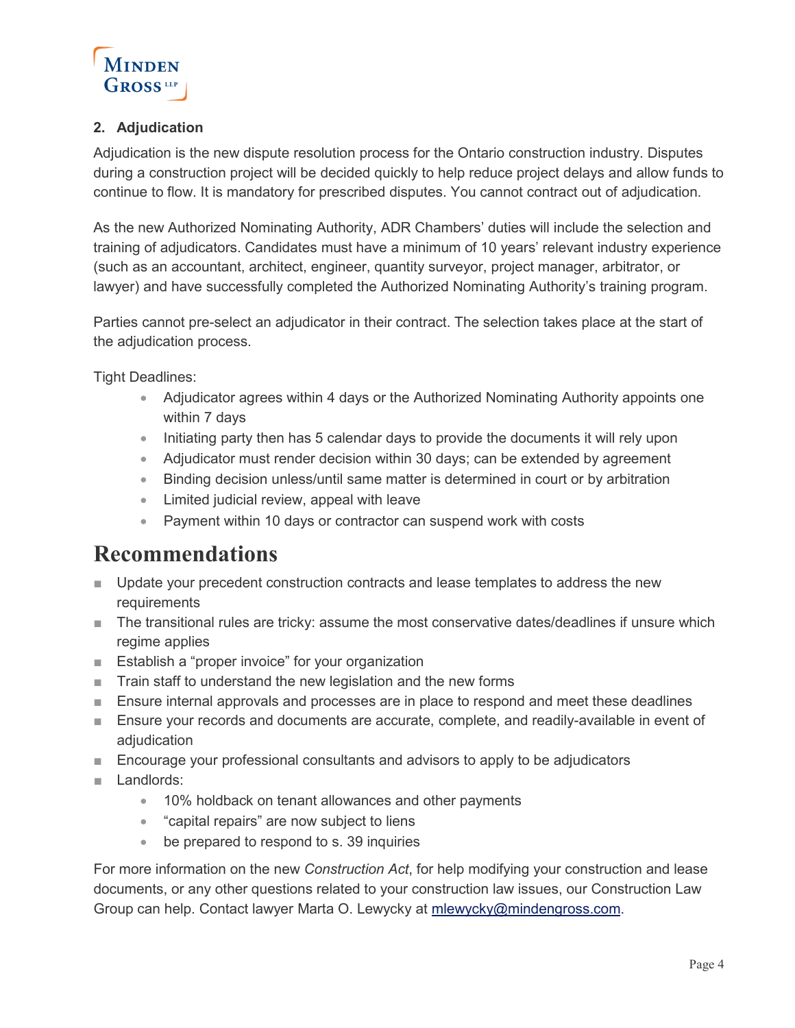### 2. Adjudication

Adjudication is the new dispute resolution process for the Ontario construction industry. Disputes during a construction project will be decided quickly to help reduce project delays and allow funds to continue to flow. It is mandatory for prescribed disputes. You cannot contract out of adjudication.

As the new Authorized Nominating Authority, ADR Chambers' duties will include the selection and training of adjudicators. Candidates must have a minimum of 10 years' relevant industry experience (such as an accountant, architect, engineer, quantity surveyor, project manager, arbitrator, or lawyer) and have successfully completed the Authorized Nominating Authority's training program.

Parties cannot pre-select an adjudicator in their contract. The selection takes place at the start of the adjudication process.

Tight Deadlines:

- Adjudicator agrees within 4 days or the Authorized Nominating Authority appoints one within 7 days
- Initiating party then has 5 calendar days to provide the documents it will rely upon
- Adjudicator must render decision within 30 days; can be extended by agreement
- Binding decision unless/until same matter is determined in court or by arbitration
- Limited judicial review, appeal with leave
- Payment within 10 days or contractor can suspend work with costs

# Recommendations

- Update your precedent construction contracts and lease templates to address the new requirements
- The transitional rules are tricky: assume the most conservative dates/deadlines if unsure which regime applies
- Establish a "proper invoice" for your organization
- Train staff to understand the new legislation and the new forms
- Ensure internal approvals and processes are in place to respond and meet these deadlines
- Ensure your records and documents are accurate, complete, and readily-available in event of adjudication
- Encourage your professional consultants and advisors to apply to be adjudicators
- Landlords:
  - 10% holdback on tenant allowances and other payments
  - "capital repairs" are now subject to liens
  - be prepared to respond to s. 39 inquiries

For more information on the new *Construction Act*, for help modifying your construction and lease documents, or any other questions related to your construction law issues, our Construction Law Group can help. Contact lawyer Marta O. Lewycky at mlewycky@mindengross.com.